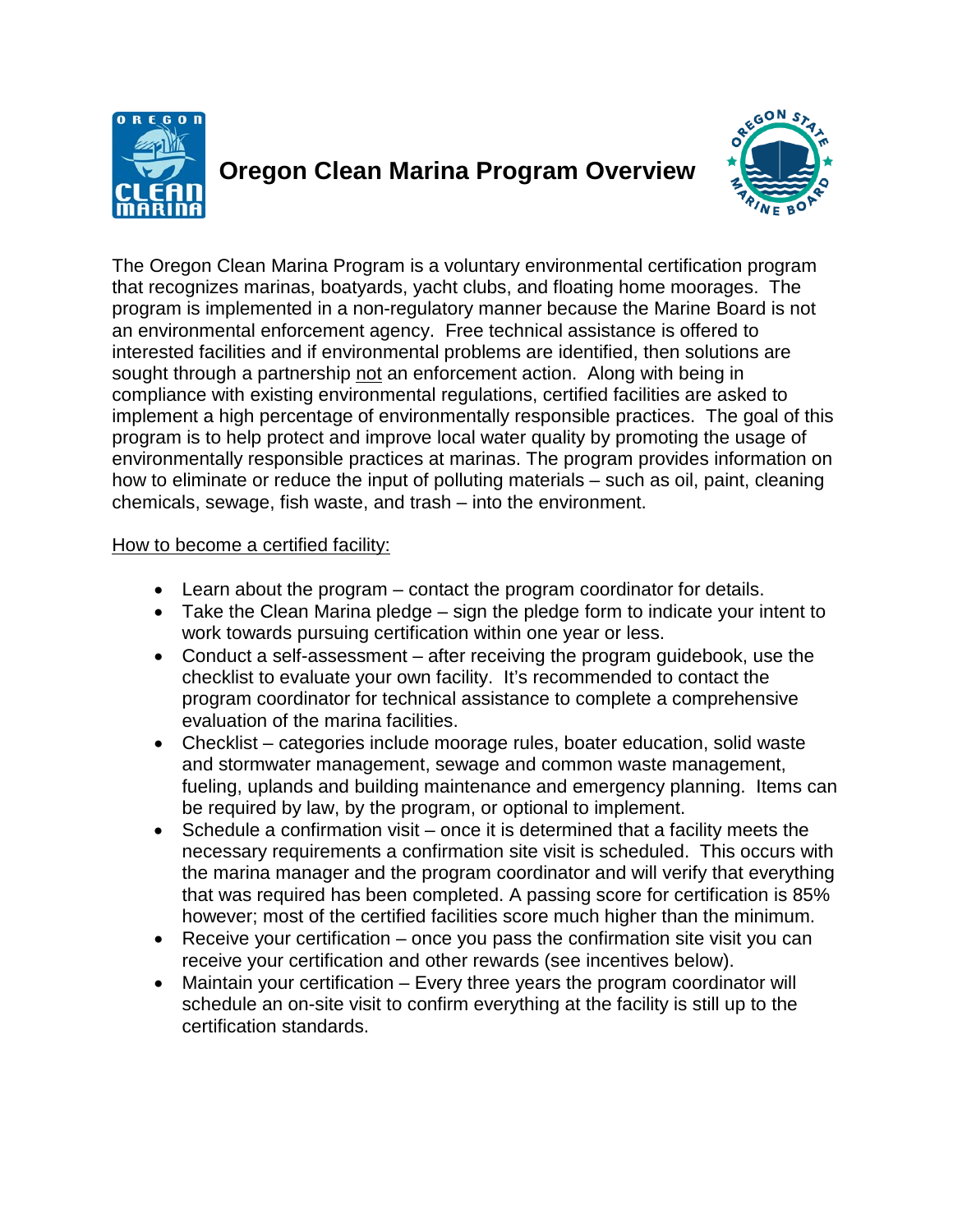# Oregon Clean Marina Program Overview

The Oregon Clean Marina Program is a voluntary environmental certification program that recognizes marinas, boatyards, yacht clubs, and floating home moorages. The program is implemented in a non-regulatory manner because the Marine Board is not an environmental enforcement agency. Free technical assistance is offered to interested facilities and if environmental problems are identified, then solutions are sought through a partnership <u>not</u> an enforcement action. Along with being in compliance with existing environmental regulations, certified facilities are asked to implement a high percentage of environmentally responsible practices. The goal of this program is to help protect and improve local water quality by promoting the usage of environmentally responsible practices at marinas. The program provides information on how to eliminate or reduce the input of polluting materials – such as oil, paint, cleaning chemicals, sewage, fish waste, and trash – into the environment.

<u>How to become a certified facility:</u>

- Learn about the program – contact the program coordinator for details.
- Take the Clean Marina pledge – sign the pledge form to indicate your intent to work towards pursuing certification within one year or less.
- Conduct a self-assessment – after receiving the program guidebook, use the checklist to evaluate your own facility. It's recommended to contact the program coordinator for technical assistance to complete a comprehensive evaluation of the marina facilities.
- Checklist – categories include moorage rules, boater education, solid waste and stormwater management, sewage and common waste management, fueling, uplands and building maintenance and emergency planning. Items can be required by law, by the program, or optional to implement.
- Schedule a confirmation visit – once it is determined that a facility meets the necessary requirements a confirmation site visit is scheduled. This occurs with the marina manager and the program coordinator and will verify that everything that was required has been completed. A passing score for certification is 85% however; most of the certified facilities score much higher than the minimum.
- Receive your certification – once you pass the confirmation site visit you can receive your certification and other rewards (see incentives below).
- Maintain your certification – Every three years the program coordinator will schedule an on-site visit to confirm everything at the facility is still up to the certification standards.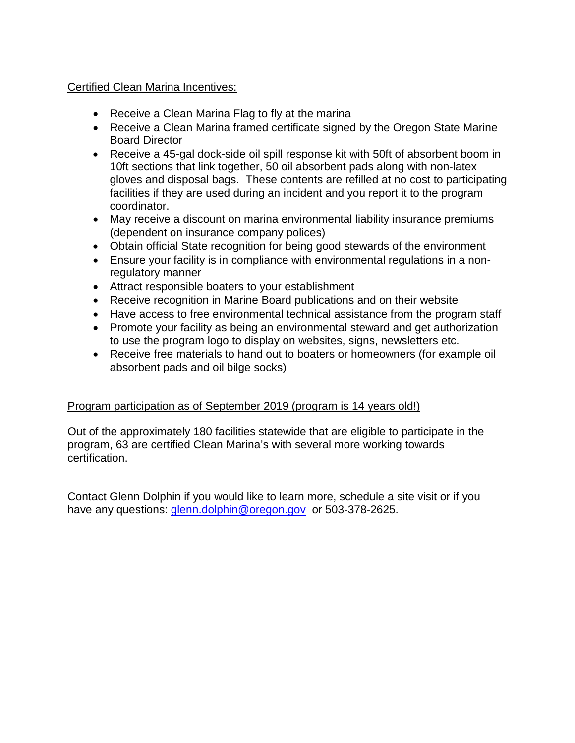Certified Clean Marina Incentives:

- Receive a Clean Marina Flag to fly at the marina
- Receive a Clean Marina framed certificate signed by the Oregon State Marine Board Director
- Receive a 45-gal dock-side oil spill response kit with 50ft of absorbent boom in 10ft sections that link together, 50 oil absorbent pads along with non-latex gloves and disposal bags. These contents are refilled at no cost to participating facilities if they are used during an incident and you report it to the program coordinator.
- May receive a discount on marina environmental liability insurance premiums (dependent on insurance company polices)
- Obtain official State recognition for being good stewards of the environment
- Ensure your facility is in compliance with environmental regulations in a non-regulatory manner
- Attract responsible boaters to your establishment
- Receive recognition in Marine Board publications and on their website
- Have access to free environmental technical assistance from the program staff
- Promote your facility as being an environmental steward and get authorization to use the program logo to display on websites, signs, newsletters etc.
- Receive free materials to hand out to boaters or homeowners (for example oil absorbent pads and oil bilge socks)

Program participation as of September 2019 (program is 14 years old!)

Out of the approximately 180 facilities statewide that are eligible to participate in the program, 63 are certified Clean Marina's with several more working towards certification.

Contact Glenn Dolphin if you would like to learn more, schedule a site visit or if you have any questions: glenn.dolphin@oregon.gov or 503-378-2625.